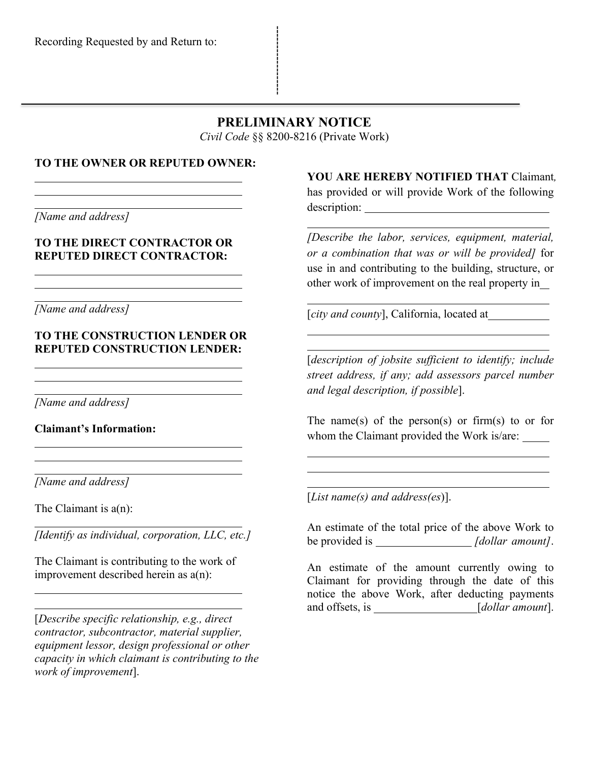Recording Requested by and Return to:

---

# PRELIMINARY NOTICE

*Civil Code* §§ 8200-8216 (Private Work)

**TO THE OWNER OR REPUTED OWNER:**

\_\_\_\_\_\_\_\_\_\_\_\_\_\_\_\_\_\_\_\_\_\_\_\_\_\_\_\_\_\_\_\_\_\_\_\_\_\_\_\_

\_\_\_\_\_\_\_\_\_\_\_\_\_\_\_\_\_\_\_\_\_\_\_\_\_\_\_\_\_\_\_\_\_\_\_\_\_\_\_\_

\_\_\_\_\_\_\_\_\_\_\_\_\_\_\_\_\_\_\_\_\_\_\_\_\_\_\_\_\_\_\_\_\_\_\_\_\_\_\_\_

*[Name and address]*

**TO THE DIRECT CONTRACTOR OR REPUTED DIRECT CONTRACTOR:**

\_\_\_\_\_\_\_\_\_\_\_\_\_\_\_\_\_\_\_\_\_\_\_\_\_\_\_\_\_\_\_\_\_\_\_\_\_\_\_\_

\_\_\_\_\_\_\_\_\_\_\_\_\_\_\_\_\_\_\_\_\_\_\_\_\_\_\_\_\_\_\_\_\_\_\_\_\_\_\_\_

\_\_\_\_\_\_\_\_\_\_\_\_\_\_\_\_\_\_\_\_\_\_\_\_\_\_\_\_\_\_\_\_\_\_\_\_\_\_\_\_

*[Name and address]*

**TO THE CONSTRUCTION LENDER OR REPUTED CONSTRUCTION LENDER:**

\_\_\_\_\_\_\_\_\_\_\_\_\_\_\_\_\_\_\_\_\_\_\_\_\_\_\_\_\_\_\_\_\_\_\_\_\_\_\_\_

\_\_\_\_\_\_\_\_\_\_\_\_\_\_\_\_\_\_\_\_\_\_\_\_\_\_\_\_\_\_\_\_\_\_\_\_\_\_\_\_

\_\_\_\_\_\_\_\_\_\_\_\_\_\_\_\_\_\_\_\_\_\_\_\_\_\_\_\_\_\_\_\_\_\_\_\_\_\_\_\_

*[Name and address]*

**Claimant's Information:**

\_\_\_\_\_\_\_\_\_\_\_\_\_\_\_\_\_\_\_\_\_\_\_\_\_\_\_\_\_\_\_\_\_\_\_\_\_\_\_\_

\_\_\_\_\_\_\_\_\_\_\_\_\_\_\_\_\_\_\_\_\_\_\_\_\_\_\_\_\_\_\_\_\_\_\_\_\_\_\_\_

\_\_\_\_\_\_\_\_\_\_\_\_\_\_\_\_\_\_\_\_\_\_\_\_\_\_\_\_\_\_\_\_\_\_\_\_\_\_\_\_

*[Name and address]*

The Claimant is a(n):

\_\_\_\_\_\_\_\_\_\_\_\_\_\_\_\_\_\_\_\_\_\_\_\_\_\_\_\_\_\_\_\_\_\_\_\_\_\_\_\_

*[Identify as individual, corporation, LLC, etc.]*

The Claimant is contributing to the work of improvement described herein as a(n):

\_\_\_\_\_\_\_\_\_\_\_\_\_\_\_\_\_\_\_\_\_\_\_\_\_\_\_\_\_\_\_\_\_\_\_\_\_\_\_\_

\_\_\_\_\_\_\_\_\_\_\_\_\_\_\_\_\_\_\_\_\_\_\_\_\_\_\_\_\_\_\_\_\_\_\_\_\_\_\_\_

[*Describe specific relationship, e.g., direct contractor, subcontractor, material supplier, equipment lessor, design professional or other capacity in which claimant is contributing to the work of improvement*].

**YOU ARE HEREBY NOTIFIED THAT** Claimant, has provided or will provide Work of the following description: \_\_\_\_\_\_\_\_\_\_\_\_\_\_\_\_\_\_\_\_\_\_\_\_\_\_\_\_\_\_\_\_

\_\_\_\_\_\_\_\_\_\_\_\_\_\_\_\_\_\_\_\_\_\_\_\_\_\_\_\_\_\_\_\_\_\_\_\_\_\_\_\_

*[Describe the labor, services, equipment, material, or a combination that was or will be provided]* for use in and contributing to the building, structure, or other work of improvement on the real property in\_\_

\_\_\_\_\_\_\_\_\_\_\_\_\_\_\_\_\_\_\_\_\_\_\_\_\_\_\_\_\_\_\_\_\_\_\_\_\_\_\_\_

[*city and county*], California, located at\_\_\_\_\_\_\_\_\_\_\_

\_\_\_\_\_\_\_\_\_\_\_\_\_\_\_\_\_\_\_\_\_\_\_\_\_\_\_\_\_\_\_\_\_\_\_\_\_\_\_\_

\_\_\_\_\_\_\_\_\_\_\_\_\_\_\_\_\_\_\_\_\_\_\_\_\_\_\_\_\_\_\_\_\_\_\_\_\_\_\_\_

[*description of jobsite sufficient to identify; include street address, if any; add assessors parcel number and legal description, if possible*].

The name(s) of the person(s) or firm(s) to or for whom the Claimant provided the Work is/are: \_\_\_\_\_

\_\_\_\_\_\_\_\_\_\_\_\_\_\_\_\_\_\_\_\_\_\_\_\_\_\_\_\_\_\_\_\_\_\_\_\_\_\_\_\_

\_\_\_\_\_\_\_\_\_\_\_\_\_\_\_\_\_\_\_\_\_\_\_\_\_\_\_\_\_\_\_\_\_\_\_\_\_\_\_\_

\_\_\_\_\_\_\_\_\_\_\_\_\_\_\_\_\_\_\_\_\_\_\_\_\_\_\_\_\_\_\_\_\_\_\_\_\_\_\_\_

[*List name(s) and address(es)*].

An estimate of the total price of the above Work to be provided is \_\_\_\_\_\_\_\_\_\_\_\_\_\_\_\_ *[dollar amount]*.

An estimate of the amount currently owing to Claimant for providing through the date of this notice the above Work, after deducting payments and offsets, is \_\_\_\_\_\_\_\_\_\_\_\_\_\_\_\_\_\_[*dollar amount*].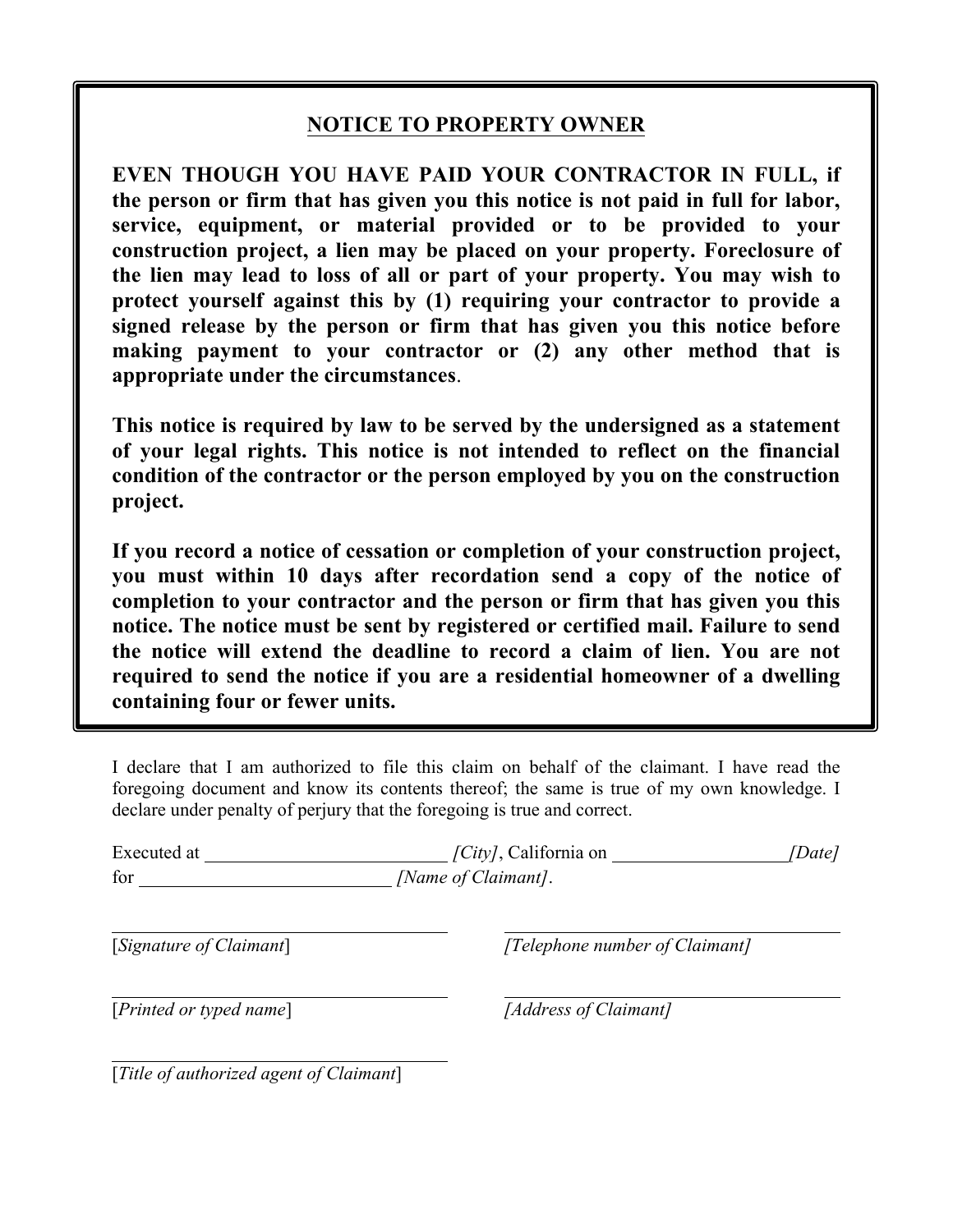## NOTICE TO PROPERTY OWNER

**EVEN THOUGH YOU HAVE PAID YOUR CONTRACTOR IN FULL, if the person or firm that has given you this notice is not paid in full for labor, service, equipment, or material provided or to be provided to your construction project, a lien may be placed on your property. Foreclosure of the lien may lead to loss of all or part of your property. You may wish to protect yourself against this by (1) requiring your contractor to provide a signed release by the person or firm that has given you this notice before making payment to your contractor or (2) any other method that is appropriate under the circumstances**.

**This notice is required by law to be served by the undersigned as a statement of your legal rights. This notice is not intended to reflect on the financial condition of the contractor or the person employed by you on the construction project.**

**If you record a notice of cessation or completion of your construction project, you must within 10 days after recordation send a copy of the notice of completion to your contractor and the person or firm that has given you this notice. The notice must be sent by registered or certified mail. Failure to send the notice will extend the deadline to record a claim of lien. You are not required to send the notice if you are a residential homeowner of a dwelling containing four or fewer units.**

I declare that I am authorized to file this claim on behalf of the claimant. I have read the foregoing document and know its contents thereof; the same is true of my own knowledge. I declare under penalty of perjury that the foregoing is true and correct.

Executed at ___________________________ *[City]*, California on ____________________ *[Date]*
for ___________________________ *[Name of Claimant]*.

| | |
|---|---|
| ____________________________________ | ____________________________________ |
| [*Signature of Claimant*] | *[Telephone number of Claimant]* |
| ____________________________________ | ____________________________________ |
| [*Printed or typed name*] | *[Address of Claimant]* |
| ____________________________________ | |
| [*Title of authorized agent of Claimant*] | |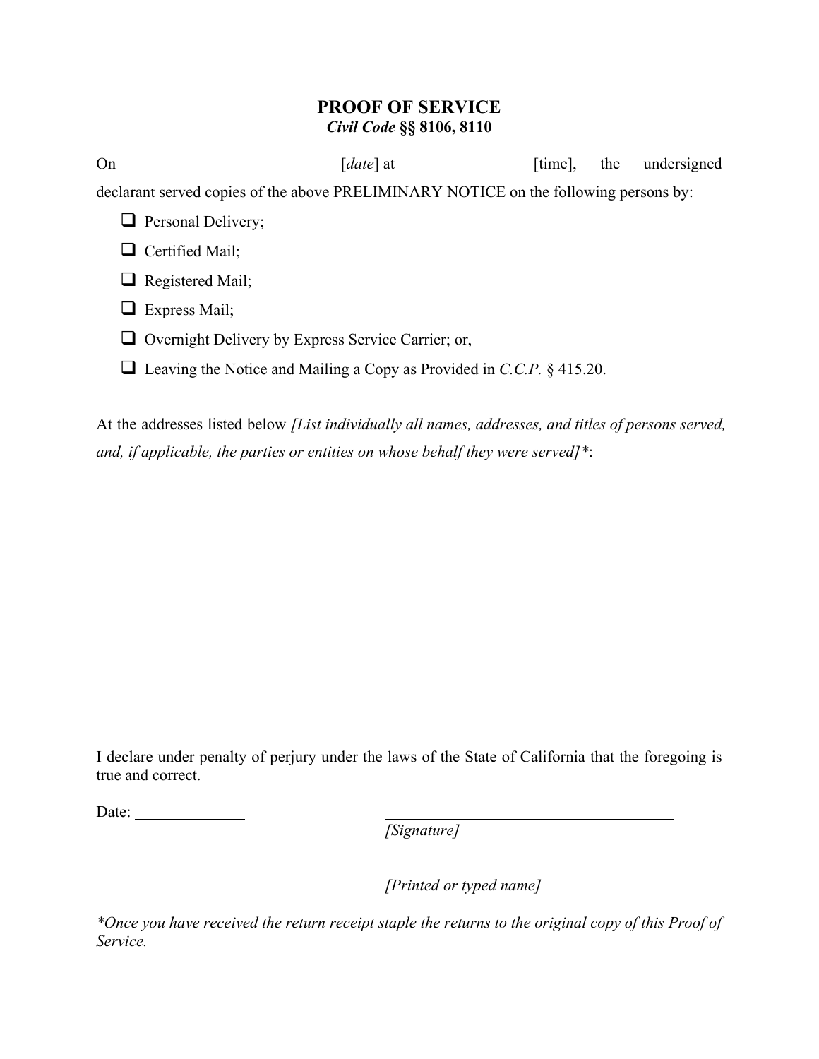# PROOF OF SERVICE

***Civil Code* §§ 8106, 8110**

On ___________________________ [*date*] at ________________ [time], the undersigned declarant served copies of the above PRELIMINARY NOTICE on the following persons by:

- ☐ Personal Delivery;
- ☐ Certified Mail;
- ☐ Registered Mail;
- ☐ Express Mail;
- ☐ Overnight Delivery by Express Service Carrier; or,
- ☐ Leaving the Notice and Mailing a Copy as Provided in *C.C.P.* § 415.20.

At the addresses listed below *[List individually all names, addresses, and titles of persons served, and, if applicable, the parties or entities on whose behalf they were served]\**:

I declare under penalty of perjury under the laws of the State of California that the foregoing is true and correct.

Date: ______________

_____________________________________

*[Signature]*

_____________________________________

*[Printed or typed name]*

*\*Once you have received the return receipt staple the returns to the original copy of this Proof of Service.*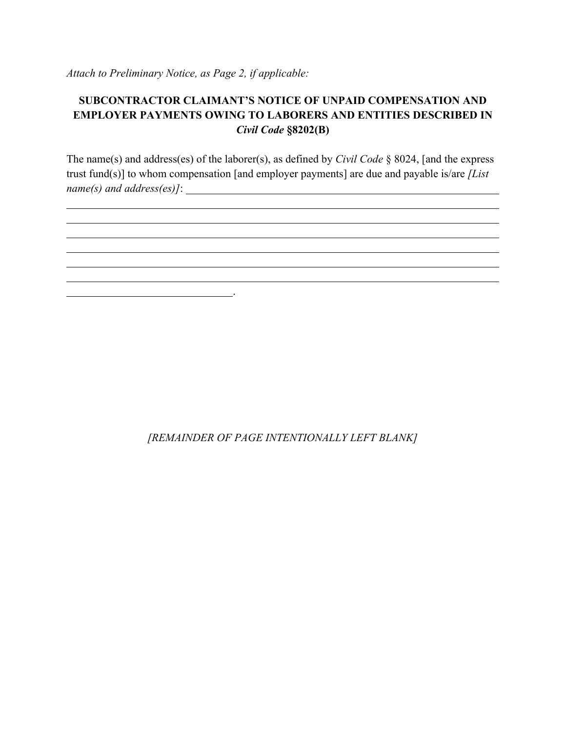*Attach to Preliminary Notice, as Page 2, if applicable:*

**SUBCONTRACTOR CLAIMANT'S NOTICE OF UNPAID COMPENSATION AND EMPLOYER PAYMENTS OWING TO LABORERS AND ENTITIES DESCRIBED IN *Civil Code* §8202(B)**

The name(s) and address(es) of the laborer(s), as defined by *Civil Code* § 8024, [and the express trust fund(s)] to whom compensation [and employer payments] are due and payable is/are *[List name(s) and address(es)]*: ______________________________________________

__________________________________________________________________________

__________________________________________________________________________

__________________________________________________________________________

__________________________________________________________________________

__________________________________________________________________________

__________________________________________________________________________

______________________________.

*[REMAINDER OF PAGE INTENTIONALLY LEFT BLANK]*